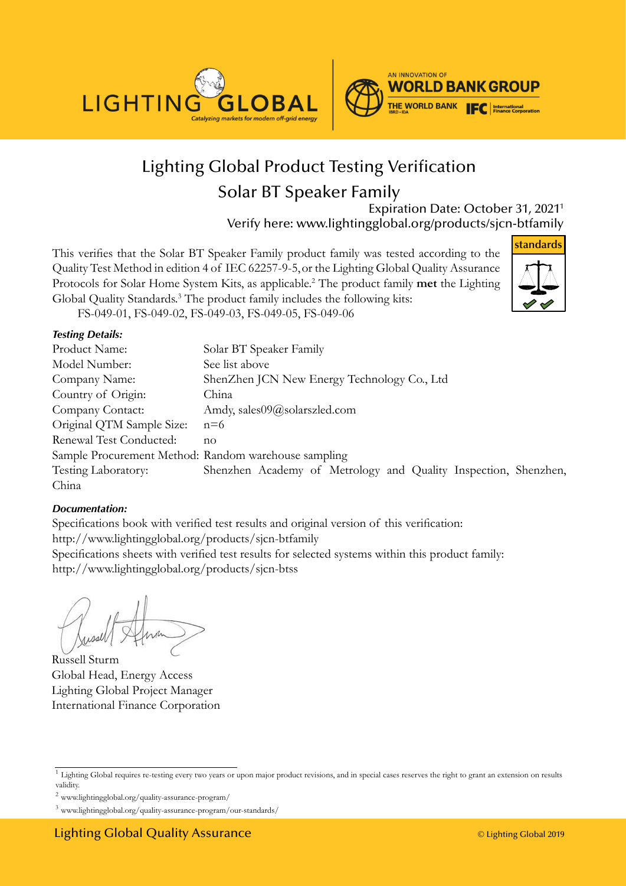LIGHTING GLOBAL

*Catalyzing markets for modern off-grid energy*

AN INNOVATION OF **WORLD BANK GROUP**

THE WORLD BANK IBRD • IDA | IFC International Finance Corporation

# Lighting Global Product Testing Verification

## Solar BT Speaker Family

Expiration Date: October 31, 2021[1]

Verify here: www.lightingglobal.org/products/sjcn-btfamily

**standards**

This verifies that the Solar BT Speaker Family product family was tested according to the Quality Test Method in edition 4 of IEC 62257-9-5, or the Lighting Global Quality Assurance Protocols for Solar Home System Kits, as applicable.[2] The product family **met** the Lighting Global Quality Standards.[3] The product family includes the following kits:

FS-049-01, FS-049-02, FS-049-03, FS-049-05, FS-049-06

***Testing Details:***

| | |
|---|---|
| Product Name: | Solar BT Speaker Family |
| Model Number: | See list above |
| Company Name: | ShenZhen JCN New Energy Technology Co., Ltd |
| Country of Origin: | China |
| Company Contact: | Amdy, sales09@solarszled.com |
| Original QTM Sample Size: | n=6 |
| Renewal Test Conducted: | no |
| Sample Procurement Method: | Random warehouse sampling |
| Testing Laboratory: | Shenzhen Academy of Metrology and Quality Inspection, Shenzhen, China |

***Documentation:***

Specifications book with verified test results and original version of this verification:
http://www.lightingglobal.org/products/sjcn-btfamily

Specifications sheets with verified test results for selected systems within this product family:
http://www.lightingglobal.org/products/sjcn-btss

Russell Sturm
Global Head, Energy Access
Lighting Global Project Manager
International Finance Corporation

---

[1] Lighting Global requires re-testing every two years or upon major product revisions, and in special cases reserves the right to grant an extension on results validity.

[2] www.lightingglobal.org/quality-assurance-program/

[3] www.lightingglobal.org/quality-assurance-program/our-standards/

Lighting Global Quality Assurance © Lighting Global 2019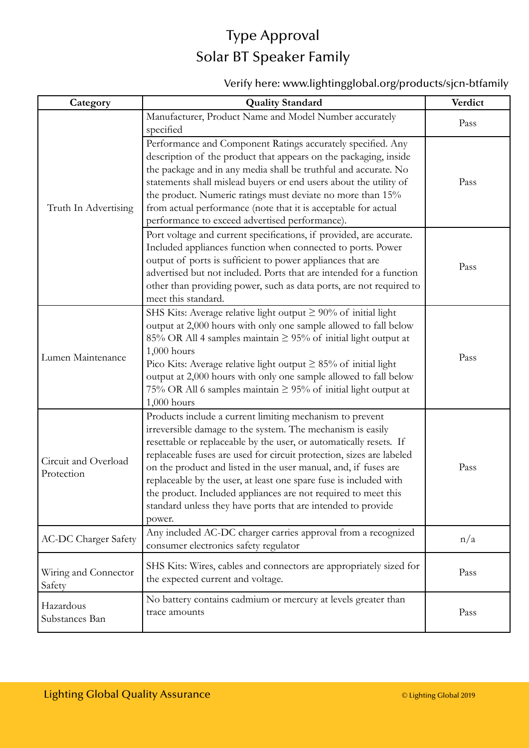# Type Approval
# Solar BT Speaker Family

Verify here: www.lightingglobal.org/products/sjcn-btfamily

| Category | Quality Standard | Verdict |
|---|---|---|
| Truth In Advertising | Manufacturer, Product Name and Model Number accurately specified | Pass |
| | Performance and Component Ratings accurately specified. Any description of the product that appears on the packaging, inside the package and in any media shall be truthful and accurate. No statements shall mislead buyers or end users about the utility of the product. Numeric ratings must deviate no more than 15% from actual performance (note that it is acceptable for actual performance to exceed advertised performance). | Pass |
| | Port voltage and current specifications, if provided, are accurate. Included appliances function when connected to ports. Power output of ports is sufficient to power appliances that are advertised but not included. Ports that are intended for a function other than providing power, such as data ports, are not required to meet this standard. | Pass |
| Lumen Maintenance | SHS Kits: Average relative light output ≥ 90% of initial light output at 2,000 hours with only one sample allowed to fall below 85% OR All 4 samples maintain ≥ 95% of initial light output at 1,000 hours<br>Pico Kits: Average relative light output ≥ 85% of initial light output at 2,000 hours with only one sample allowed to fall below 75% OR All 6 samples maintain ≥ 95% of initial light output at 1,000 hours | Pass |
| Circuit and Overload Protection | Products include a current limiting mechanism to prevent irreversible damage to the system. The mechanism is easily resettable or replaceable by the user, or automatically resets. If replaceable fuses are used for circuit protection, sizes are labeled on the product and listed in the user manual, and, if fuses are replaceable by the user, at least one spare fuse is included with the product. Included appliances are not required to meet this standard unless they have ports that are intended to provide power. | Pass |
| AC-DC Charger Safety | Any included AC-DC charger carries approval from a recognized consumer electronics safety regulator | n/a |
| Wiring and Connector Safety | SHS Kits: Wires, cables and connectors are appropriately sized for the expected current and voltage. | Pass |
| Hazardous Substances Ban | No battery contains cadmium or mercury at levels greater than trace amounts | Pass |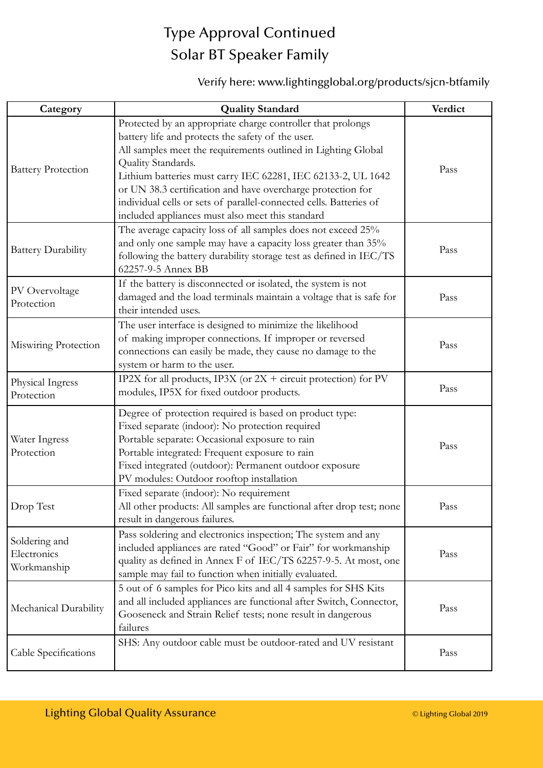# Type Approval Continued
## Solar BT Speaker Family

Verify here: www.lightingglobal.org/products/sjcn-btfamily

| Category | Quality Standard | Verdict |
|---|---|---|
| Battery Protection | Protected by an appropriate charge controller that prolongs battery life and protects the safety of the user. All samples meet the requirements outlined in Lighting Global Quality Standards. Lithium batteries must carry IEC 62281, IEC 62133-2, UL 1642 or UN 38.3 certification and have overcharge protection for individual cells or sets of parallel-connected cells. Batteries of included appliances must also meet this standard | Pass |
| Battery Durability | The average capacity loss of all samples does not exceed 25% and only one sample may have a capacity loss greater than 35% following the battery durability storage test as defined in IEC/TS 62257-9-5 Annex BB | Pass |
| PV Overvoltage Protection | If the battery is disconnected or isolated, the system is not damaged and the load terminals maintain a voltage that is safe for their intended uses. | Pass |
| Miswiring Protection | The user interface is designed to minimize the likelihood of making improper connections. If improper or reversed connections can easily be made, they cause no damage to the system or harm to the user. | Pass |
| Physical Ingress Protection | IP2X for all products, IP3X (or 2X + circuit protection) for PV modules, IP5X for fixed outdoor products. | Pass |
| Water Ingress Protection | Degree of protection required is based on product type: Fixed separate (indoor): No protection required Portable separate: Occasional exposure to rain Portable integrated: Frequent exposure to rain Fixed integrated (outdoor): Permanent outdoor exposure PV modules: Outdoor rooftop installation | Pass |
| Drop Test | Fixed separate (indoor): No requirement All other products: All samples are functional after drop test; none result in dangerous failures. | Pass |
| Soldering and Electronics Workmanship | Pass soldering and electronics inspection; The system and any included appliances are rated "Good" or Fair" for workmanship quality as defined in Annex F of IEC/TS 62257-9-5. At most, one sample may fail to function when initially evaluated. | Pass |
| Mechanical Durability | 5 out of 6 samples for Pico kits and all 4 samples for SHS Kits and all included appliances are functional after Switch, Connector, Gooseneck and Strain Relief tests; none result in dangerous failures | Pass |
| Cable Specifications | SHS: Any outdoor cable must be outdoor-rated and UV resistant | Pass |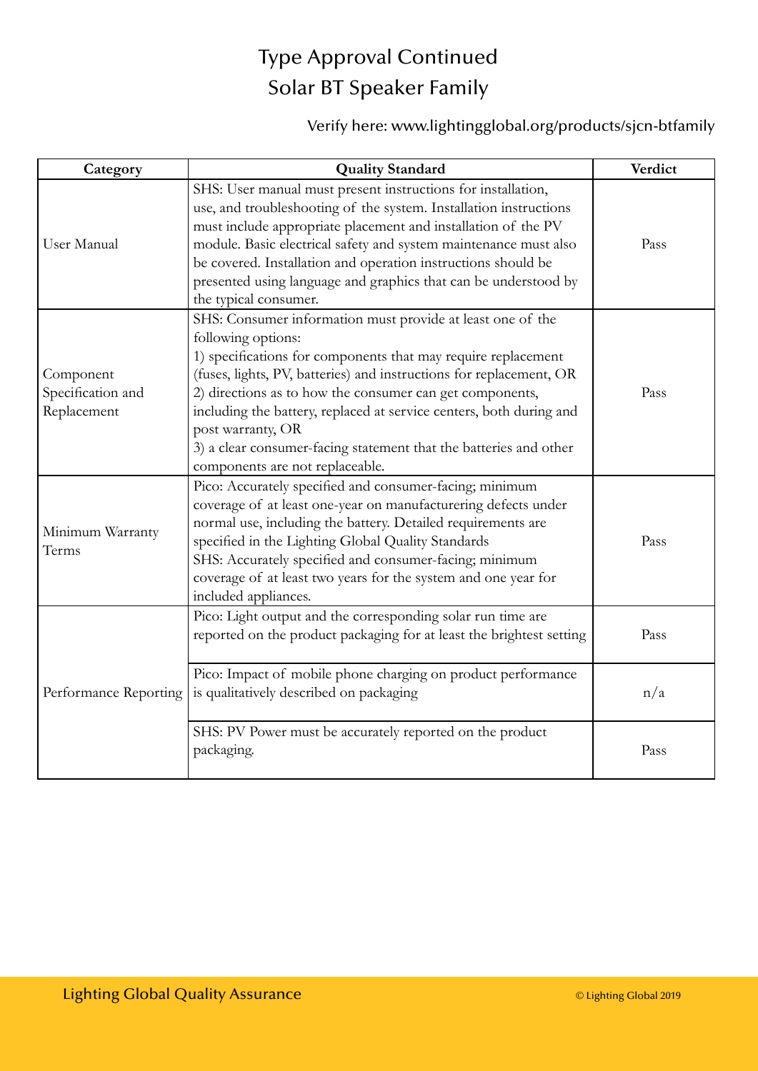# Type Approval Continued
# Solar BT Speaker Family

Verify here: www.lightingglobal.org/products/sjcn-btfamily

| Category | Quality Standard | Verdict |
|---|---|---|
| User Manual | SHS: User manual must present instructions for installation, use, and troubleshooting of the system. Installation instructions must include appropriate placement and installation of the PV module. Basic electrical safety and system maintenance must also be covered. Installation and operation instructions should be presented using language and graphics that can be understood by the typical consumer. | Pass |
| Component Specification and Replacement | SHS: Consumer information must provide at least one of the following options:<br>1) specifications for components that may require replacement (fuses, lights, PV, batteries) and instructions for replacement, OR<br>2) directions as to how the consumer can get components, including the battery, replaced at service centers, both during and post warranty, OR<br>3) a clear consumer-facing statement that the batteries and other components are not replaceable. | Pass |
| Minimum Warranty Terms | Pico: Accurately specified and consumer-facing; minimum coverage of at least one-year on manufacturering defects under normal use, including the battery. Detailed requirements are specified in the Lighting Global Quality Standards<br>SHS: Accurately specified and consumer-facing; minimum coverage of at least two years for the system and one year for included appliances. | Pass |
| Performance Reporting | Pico: Light output and the corresponding solar run time are reported on the product packaging for at least the brightest setting | Pass |
| | Pico: Impact of mobile phone charging on product performance is qualitatively described on packaging | n/a |
| | SHS: PV Power must be accurately reported on the product packaging. | Pass |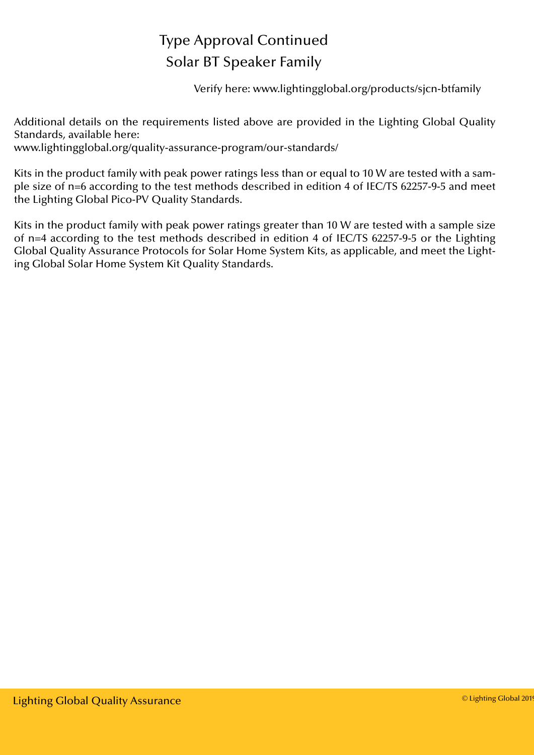# Type Approval Continued
## Solar BT Speaker Family

Verify here: www.lightingglobal.org/products/sjcn-btfamily

Additional details on the requirements listed above are provided in the Lighting Global Quality Standards, available here:
www.lightingglobal.org/quality-assurance-program/our-standards/

Kits in the product family with peak power ratings less than or equal to 10 W are tested with a sample size of n=6 according to the test methods described in edition 4 of IEC/TS 62257-9-5 and meet the Lighting Global Pico-PV Quality Standards.

Kits in the product family with peak power ratings greater than 10 W are tested with a sample size of n=4 according to the test methods described in edition 4 of IEC/TS 62257-9-5 or the Lighting Global Quality Assurance Protocols for Solar Home System Kits, as applicable, and meet the Lighting Global Solar Home System Kit Quality Standards.